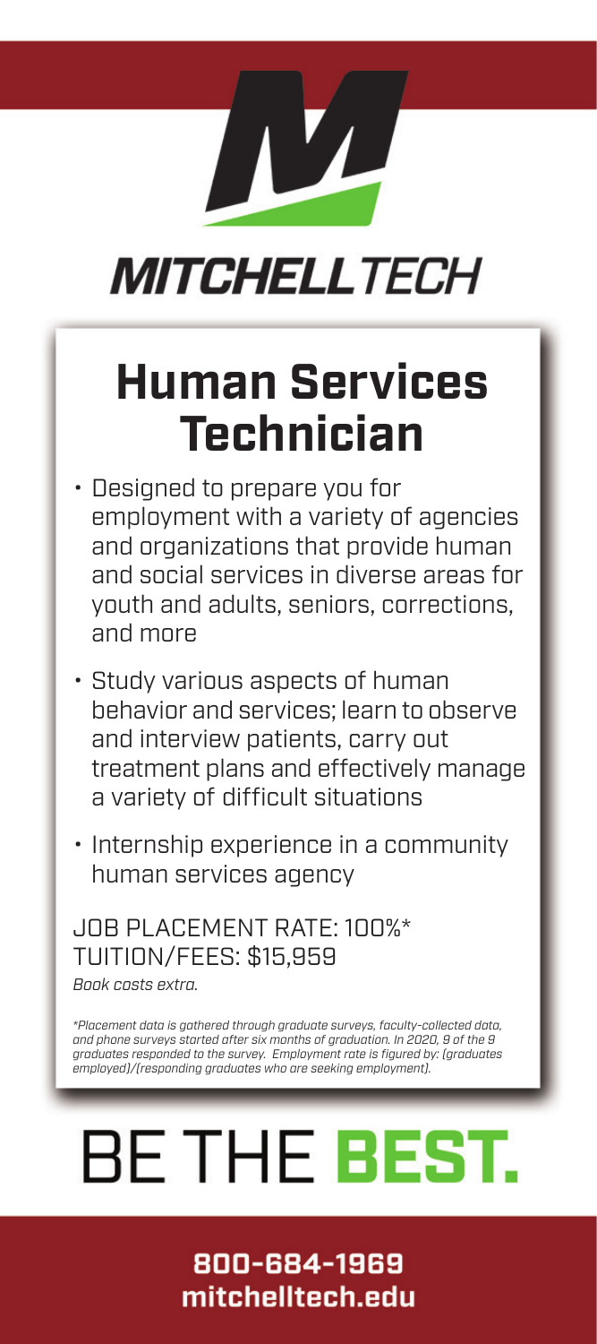MITCHELLTECH

# Human Services Technician

- Designed to prepare you for employment with a variety of agencies and organizations that provide human and social services in diverse areas for youth and adults, seniors, corrections, and more
- Study various aspects of human behavior and services; learn to observe and interview patients, carry out treatment plans and effectively manage a variety of difficult situations
- Internship experience in a community human services agency

JOB PLACEMENT RATE: 100%*
TUITION/FEES: $15,959

*Book costs extra.*

**Placement data is gathered through graduate surveys, faculty-collected data, and phone surveys started after six months of graduation. In 2020, 9 of the 9 graduates responded to the survey. Employment rate is figured by: (graduates employed)/(responding graduates who are seeking employment).*

# BE THE **BEST.**

**800-684-1969**
**mitchelltech.edu**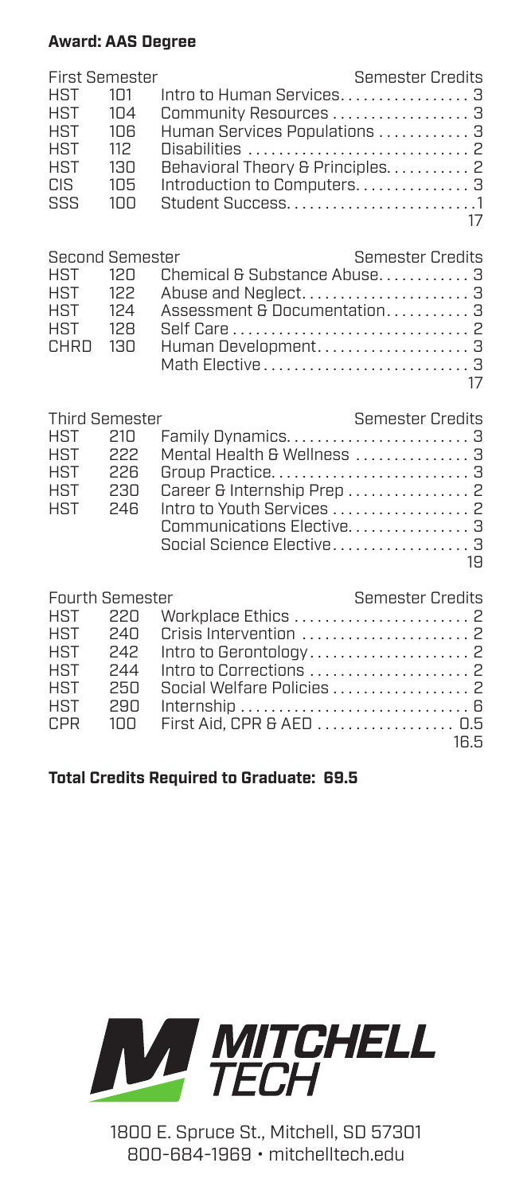**Award: AAS Degree**

| First Semester | | | Semester Credits |
|---|---|---|---|
| HST | 101 | Intro to Human Services | 3 |
| HST | 104 | Community Resources | 3 |
| HST | 106 | Human Services Populations | 3 |
| HST | 112 | Disabilities | 2 |
| HST | 130 | Behavioral Theory & Principles | 2 |
| CIS | 105 | Introduction to Computers | 3 |
| SSS | 100 | Student Success | 1 |
| | | | 17 |

| Second Semester | | | Semester Credits |
|---|---|---|---|
| HST | 120 | Chemical & Substance Abuse | 3 |
| HST | 122 | Abuse and Neglect | 3 |
| HST | 124 | Assessment & Documentation | 3 |
| HST | 128 | Self Care | 2 |
| CHRD | 130 | Human Development | 3 |
| | | Math Elective | 3 |
| | | | 17 |

| Third Semester | | | Semester Credits |
|---|---|---|---|
| HST | 210 | Family Dynamics | 3 |
| HST | 222 | Mental Health & Wellness | 3 |
| HST | 226 | Group Practice | 3 |
| HST | 230 | Career & Internship Prep | 2 |
| HST | 246 | Intro to Youth Services | 2 |
| | | Communications Elective | 3 |
| | | Social Science Elective | 3 |
| | | | 19 |

| Fourth Semester | | | Semester Credits |
|---|---|---|---|
| HST | 220 | Workplace Ethics | 2 |
| HST | 240 | Crisis Intervention | 2 |
| HST | 242 | Intro to Gerontology | 2 |
| HST | 244 | Intro to Corrections | 2 |
| HST | 250 | Social Welfare Policies | 2 |
| HST | 290 | Internship | 6 |
| CPR | 100 | First Aid, CPR & AED | 0.5 |
| | | | 16.5 |

**Total Credits Required to Graduate: 69.5**

MITCHELL TECH

1800 E. Spruce St., Mitchell, SD 57301
800-684-1969 • mitchelltech.edu